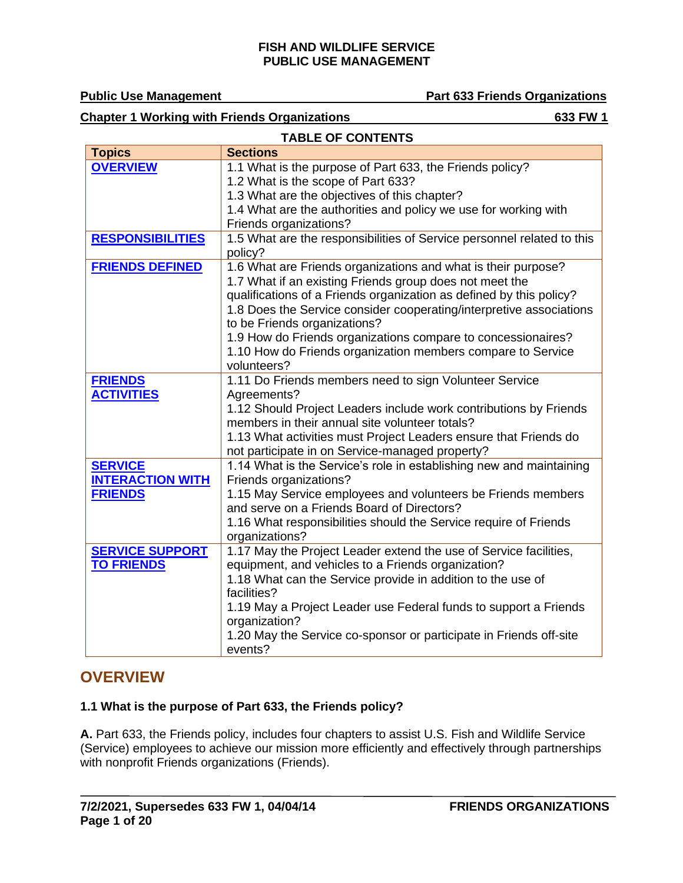**FISH AND WILDLIFE SERVICE**
**PUBLIC USE MANAGEMENT**

**Public Use Management** — **Part 633 Friends Organizations**

**Chapter 1 Working with Friends Organizations** — **633 FW 1**

**TABLE OF CONTENTS**

| Topics | Sections |
|---|---|
| **OVERVIEW** | 1.1 What is the purpose of Part 633, the Friends policy?<br>1.2 What is the scope of Part 633?<br>1.3 What are the objectives of this chapter?<br>1.4 What are the authorities and policy we use for working with Friends organizations? |
| **RESPONSIBILITIES** | 1.5 What are the responsibilities of Service personnel related to this policy? |
| **FRIENDS DEFINED** | 1.6 What are Friends organizations and what is their purpose?<br>1.7 What if an existing Friends group does not meet the qualifications of a Friends organization as defined by this policy?<br>1.8 Does the Service consider cooperating/interpretive associations to be Friends organizations?<br>1.9 How do Friends organizations compare to concessionaires?<br>1.10 How do Friends organization members compare to Service volunteers? |
| **FRIENDS ACTIVITIES** | 1.11 Do Friends members need to sign Volunteer Service Agreements?<br>1.12 Should Project Leaders include work contributions by Friends members in their annual site volunteer totals?<br>1.13 What activities must Project Leaders ensure that Friends do not participate in on Service-managed property? |
| **SERVICE INTERACTION WITH FRIENDS** | 1.14 What is the Service's role in establishing new and maintaining Friends organizations?<br>1.15 May Service employees and volunteers be Friends members and serve on a Friends Board of Directors?<br>1.16 What responsibilities should the Service require of Friends organizations? |
| **SERVICE SUPPORT TO FRIENDS** | 1.17 May the Project Leader extend the use of Service facilities, equipment, and vehicles to a Friends organization?<br>1.18 What can the Service provide in addition to the use of facilities?<br>1.19 May a Project Leader use Federal funds to support a Friends organization?<br>1.20 May the Service co-sponsor or participate in Friends off-site events? |

## OVERVIEW

### 1.1 What is the purpose of Part 633, the Friends policy?

**A.** Part 633, the Friends policy, includes four chapters to assist U.S. Fish and Wildlife Service (Service) employees to achieve our mission more efficiently and effectively through partnerships with nonprofit Friends organizations (Friends).

**7/2/2021, Supersedes 633 FW 1, 04/04/14** — **FRIENDS ORGANIZATIONS**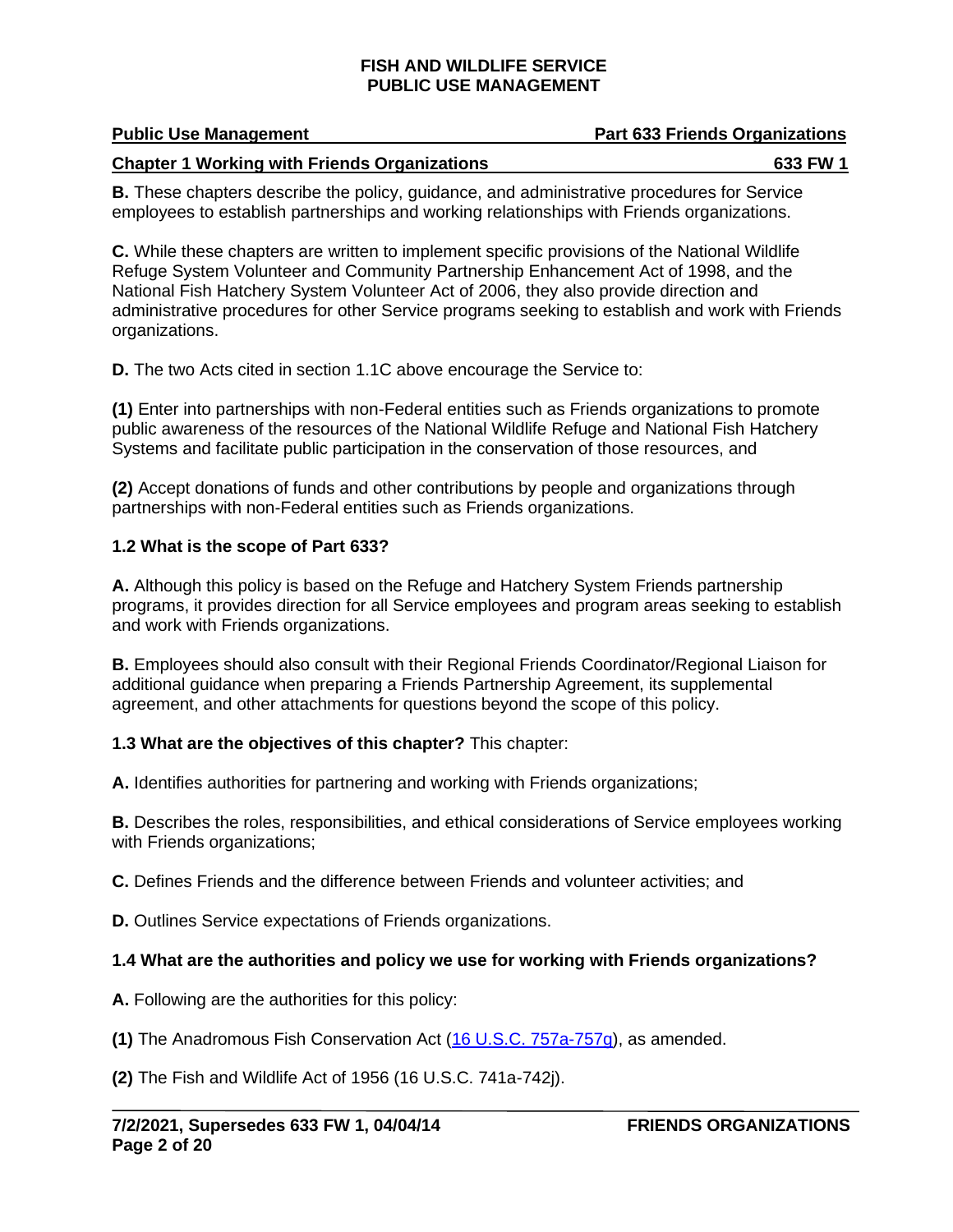**B.** These chapters describe the policy, guidance, and administrative procedures for Service employees to establish partnerships and working relationships with Friends organizations.

**C.** While these chapters are written to implement specific provisions of the National Wildlife Refuge System Volunteer and Community Partnership Enhancement Act of 1998, and the National Fish Hatchery System Volunteer Act of 2006, they also provide direction and administrative procedures for other Service programs seeking to establish and work with Friends organizations.

**D.** The two Acts cited in section 1.1C above encourage the Service to:

**(1)** Enter into partnerships with non-Federal entities such as Friends organizations to promote public awareness of the resources of the National Wildlife Refuge and National Fish Hatchery Systems and facilitate public participation in the conservation of those resources, and

**(2)** Accept donations of funds and other contributions by people and organizations through partnerships with non-Federal entities such as Friends organizations.

### 1.2 What is the scope of Part 633?

**A.** Although this policy is based on the Refuge and Hatchery System Friends partnership programs, it provides direction for all Service employees and program areas seeking to establish and work with Friends organizations.

**B.** Employees should also consult with their Regional Friends Coordinator/Regional Liaison for additional guidance when preparing a Friends Partnership Agreement, its supplemental agreement, and other attachments for questions beyond the scope of this policy.

**1.3 What are the objectives of this chapter?** This chapter:

**A.** Identifies authorities for partnering and working with Friends organizations;

**B.** Describes the roles, responsibilities, and ethical considerations of Service employees working with Friends organizations;

**C.** Defines Friends and the difference between Friends and volunteer activities; and

**D.** Outlines Service expectations of Friends organizations.

### 1.4 What are the authorities and policy we use for working with Friends organizations?

**A.** Following are the authorities for this policy:

**(1)** The Anadromous Fish Conservation Act (16 U.S.C. 757a-757g), as amended.

**(2)** The Fish and Wildlife Act of 1956 (16 U.S.C. 741a-742j).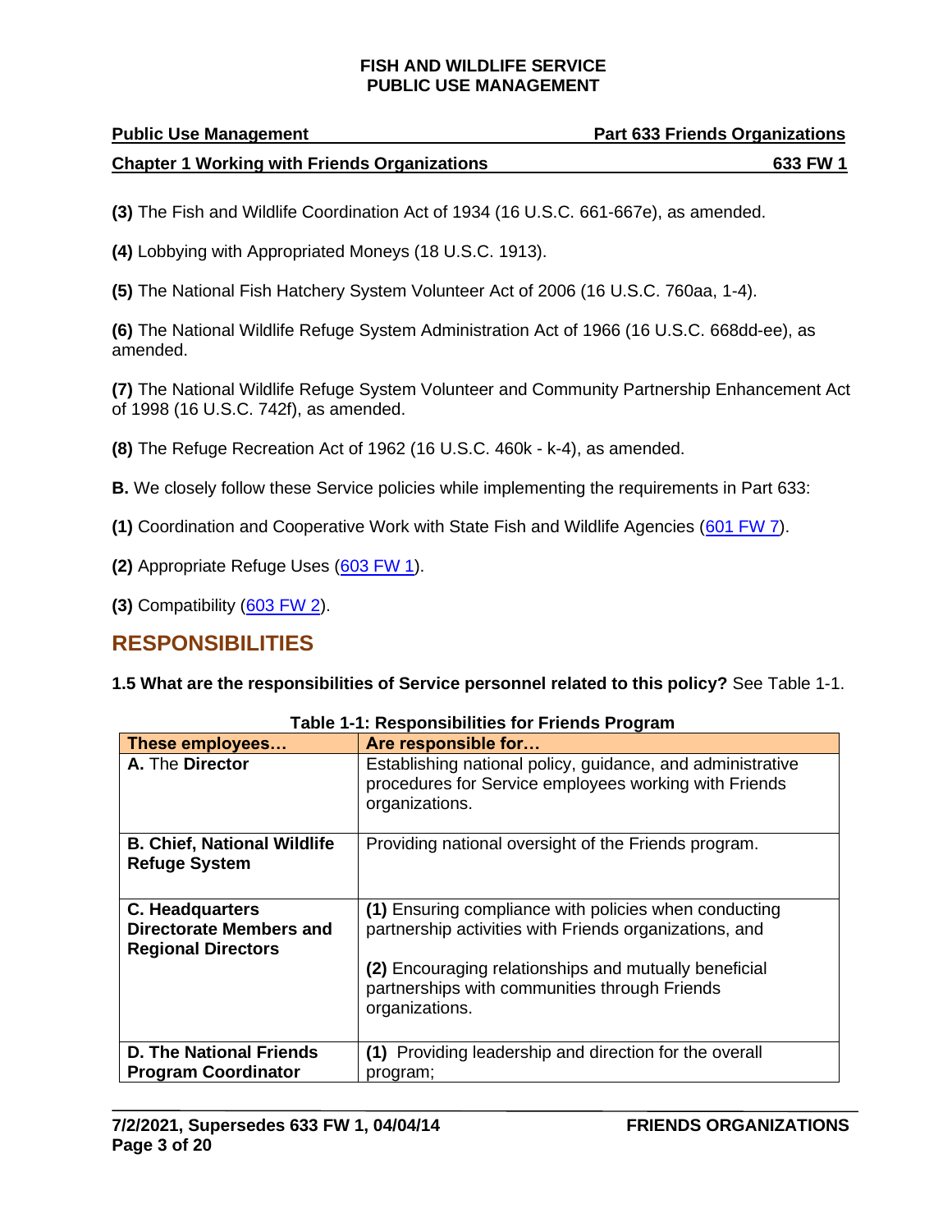**(3)** The Fish and Wildlife Coordination Act of 1934 (16 U.S.C. 661-667e), as amended.

**(4)** Lobbying with Appropriated Moneys (18 U.S.C. 1913).

**(5)** The National Fish Hatchery System Volunteer Act of 2006 (16 U.S.C. 760aa, 1-4).

**(6)** The National Wildlife Refuge System Administration Act of 1966 (16 U.S.C. 668dd-ee), as amended.

**(7)** The National Wildlife Refuge System Volunteer and Community Partnership Enhancement Act of 1998 (16 U.S.C. 742f), as amended.

**(8)** The Refuge Recreation Act of 1962 (16 U.S.C. 460k - k-4), as amended.

**B.** We closely follow these Service policies while implementing the requirements in Part 633:

**(1)** Coordination and Cooperative Work with State Fish and Wildlife Agencies (601 FW 7).

**(2)** Appropriate Refuge Uses (603 FW 1).

**(3)** Compatibility (603 FW 2).

## RESPONSIBILITIES

**1.5 What are the responsibilities of Service personnel related to this policy?** See Table 1-1.

**Table 1-1: Responsibilities for Friends Program**

| These employees… | Are responsible for… |
|---|---|
| **A.** The **Director** | Establishing national policy, guidance, and administrative procedures for Service employees working with Friends organizations. |
| **B. Chief, National Wildlife Refuge System** | Providing national oversight of the Friends program. |
| **C. Headquarters Directorate Members and Regional Directors** | **(1)** Ensuring compliance with policies when conducting partnership activities with Friends organizations, and<br><br>**(2)** Encouraging relationships and mutually beneficial partnerships with communities through Friends organizations. |
| **D. The National Friends Program Coordinator** | **(1)** Providing leadership and direction for the overall program; |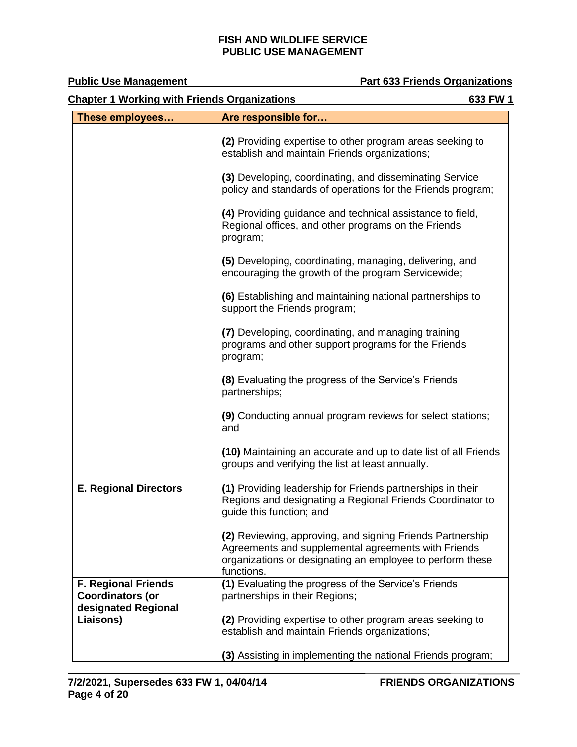| These employees… | Are responsible for… |
|---|---|
| | **(2)** Providing expertise to other program areas seeking to establish and maintain Friends organizations;<br><br>**(3)** Developing, coordinating, and disseminating Service policy and standards of operations for the Friends program;<br><br>**(4)** Providing guidance and technical assistance to field, Regional offices, and other programs on the Friends program;<br><br>**(5)** Developing, coordinating, managing, delivering, and encouraging the growth of the program Servicewide;<br><br>**(6)** Establishing and maintaining national partnerships to support the Friends program;<br><br>**(7)** Developing, coordinating, and managing training programs and other support programs for the Friends program;<br><br>**(8)** Evaluating the progress of the Service's Friends partnerships;<br><br>**(9)** Conducting annual program reviews for select stations; and<br><br>**(10)** Maintaining an accurate and up to date list of all Friends groups and verifying the list at least annually. |
| **E. Regional Directors** | **(1)** Providing leadership for Friends partnerships in their Regions and designating a Regional Friends Coordinator to guide this function; and<br><br>**(2)** Reviewing, approving, and signing Friends Partnership Agreements and supplemental agreements with Friends organizations or designating an employee to perform these functions. |
| **F. Regional Friends Coordinators (or designated Regional Liaisons)** | **(1)** Evaluating the progress of the Service's Friends partnerships in their Regions;<br><br>**(2)** Providing expertise to other program areas seeking to establish and maintain Friends organizations;<br><br>**(3)** Assisting in implementing the national Friends program; |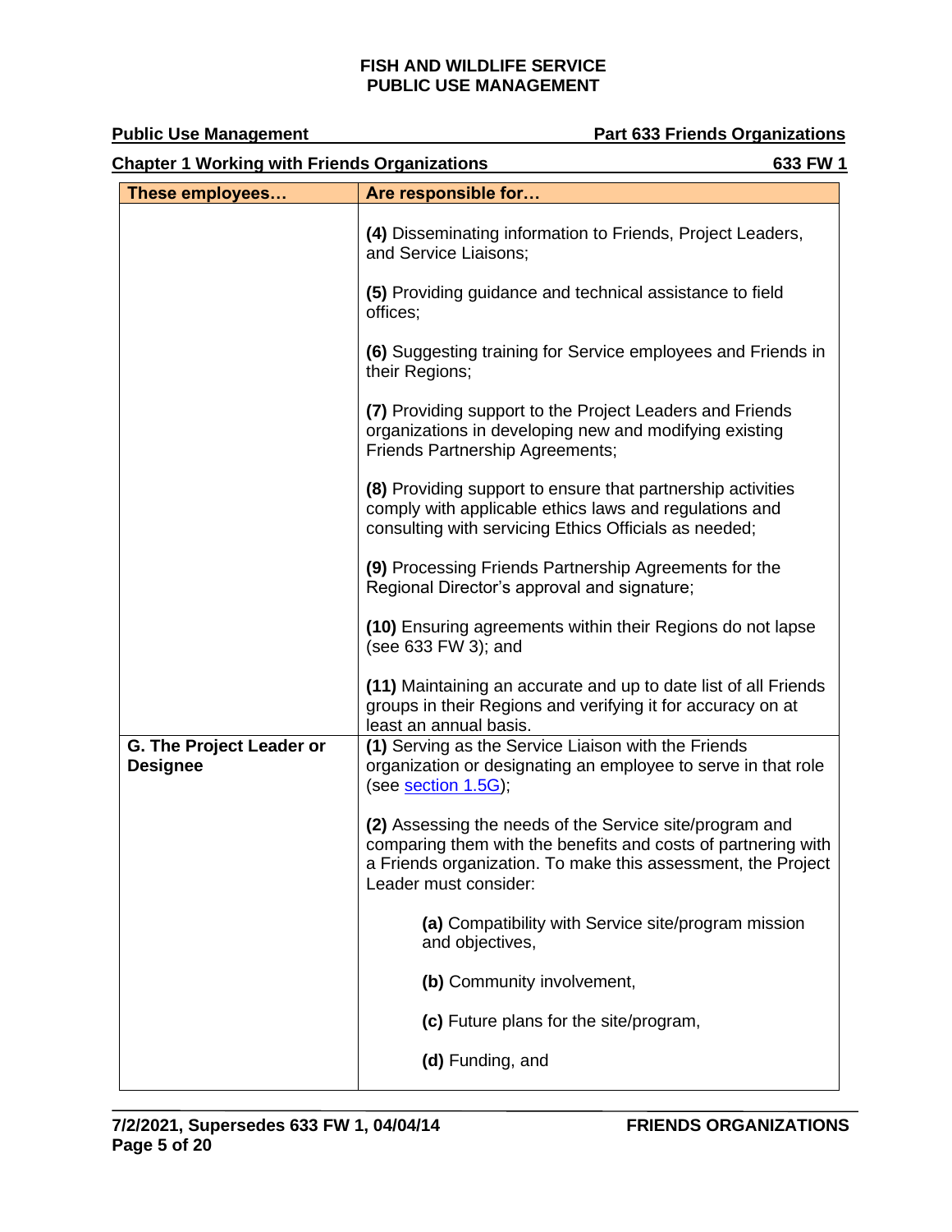| These employees… | Are responsible for… |
|---|---|
| | **(4)** Disseminating information to Friends, Project Leaders, and Service Liaisons;<br><br>**(5)** Providing guidance and technical assistance to field offices;<br><br>**(6)** Suggesting training for Service employees and Friends in their Regions;<br><br>**(7)** Providing support to the Project Leaders and Friends organizations in developing new and modifying existing Friends Partnership Agreements;<br><br>**(8)** Providing support to ensure that partnership activities comply with applicable ethics laws and regulations and consulting with servicing Ethics Officials as needed;<br><br>**(9)** Processing Friends Partnership Agreements for the Regional Director's approval and signature;<br><br>**(10)** Ensuring agreements within their Regions do not lapse (see 633 FW 3); and<br><br>**(11)** Maintaining an accurate and up to date list of all Friends groups in their Regions and verifying it for accuracy on at least an annual basis. |
| **G. The Project Leader or Designee** | **(1)** Serving as the Service Liaison with the Friends organization or designating an employee to serve in that role (see section 1.5G);<br><br>**(2)** Assessing the needs of the Service site/program and comparing them with the benefits and costs of partnering with a Friends organization. To make this assessment, the Project Leader must consider:<br><br>**(a)** Compatibility with Service site/program mission and objectives,<br><br>**(b)** Community involvement,<br><br>**(c)** Future plans for the site/program,<br><br>**(d)** Funding, and |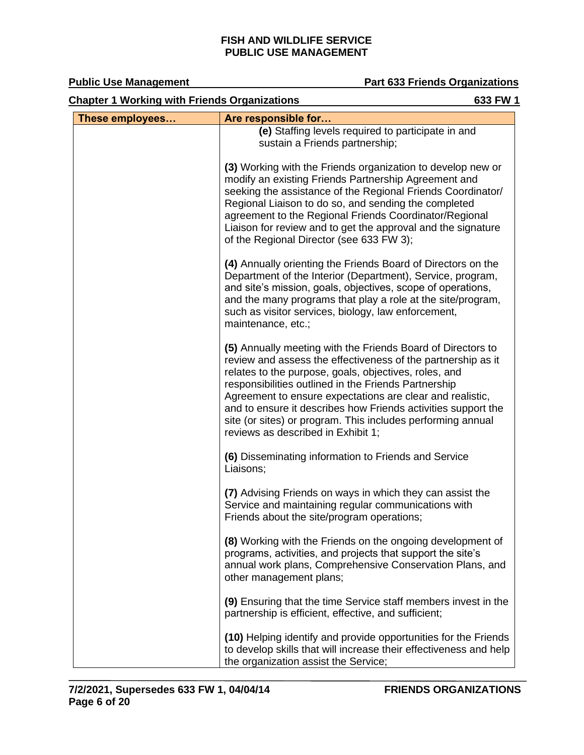| These employees… | Are responsible for… |
|---|---|
| | **(e)** Staffing levels required to participate in and sustain a Friends partnership;<br><br>**(3)** Working with the Friends organization to develop new or modify an existing Friends Partnership Agreement and seeking the assistance of the Regional Friends Coordinator/ Regional Liaison to do so, and sending the completed agreement to the Regional Friends Coordinator/Regional Liaison for review and to get the approval and the signature of the Regional Director (see 633 FW 3);<br><br>**(4)** Annually orienting the Friends Board of Directors on the Department of the Interior (Department), Service, program, and site's mission, goals, objectives, scope of operations, and the many programs that play a role at the site/program, such as visitor services, biology, law enforcement, maintenance, etc.;<br><br>**(5)** Annually meeting with the Friends Board of Directors to review and assess the effectiveness of the partnership as it relates to the purpose, goals, objectives, roles, and responsibilities outlined in the Friends Partnership Agreement to ensure expectations are clear and realistic, and to ensure it describes how Friends activities support the site (or sites) or program. This includes performing annual reviews as described in Exhibit 1;<br><br>**(6)** Disseminating information to Friends and Service Liaisons;<br><br>**(7)** Advising Friends on ways in which they can assist the Service and maintaining regular communications with Friends about the site/program operations;<br><br>**(8)** Working with the Friends on the ongoing development of programs, activities, and projects that support the site's annual work plans, Comprehensive Conservation Plans, and other management plans;<br><br>**(9)** Ensuring that the time Service staff members invest in the partnership is efficient, effective, and sufficient;<br><br>**(10)** Helping identify and provide opportunities for the Friends to develop skills that will increase their effectiveness and help the organization assist the Service; |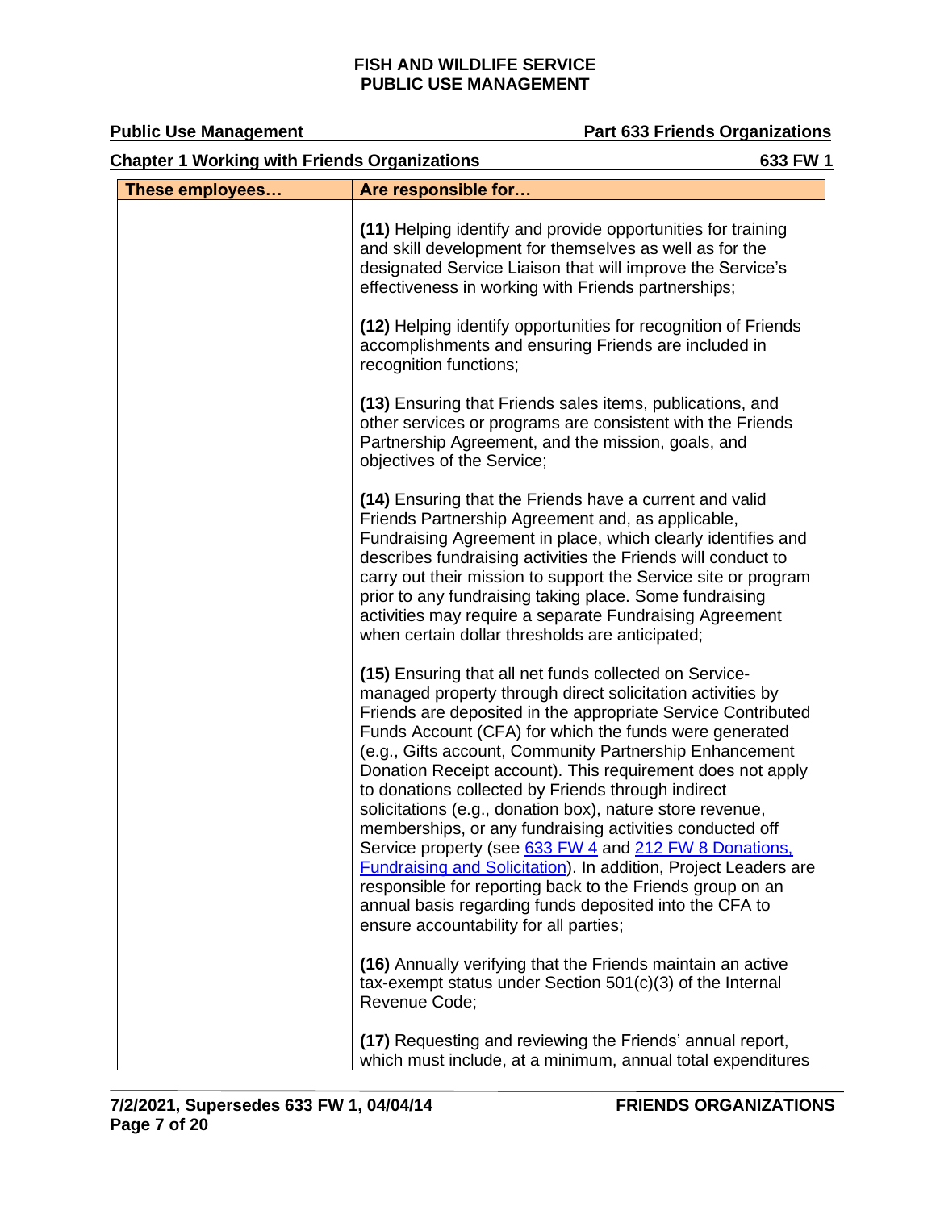| These employees… | Are responsible for… |
|---|---|
| | **(11)** Helping identify and provide opportunities for training and skill development for themselves as well as for the designated Service Liaison that will improve the Service's effectiveness in working with Friends partnerships;<br><br>**(12)** Helping identify opportunities for recognition of Friends accomplishments and ensuring Friends are included in recognition functions;<br><br>**(13)** Ensuring that Friends sales items, publications, and other services or programs are consistent with the Friends Partnership Agreement, and the mission, goals, and objectives of the Service;<br><br>**(14)** Ensuring that the Friends have a current and valid Friends Partnership Agreement and, as applicable, Fundraising Agreement in place, which clearly identifies and describes fundraising activities the Friends will conduct to carry out their mission to support the Service site or program prior to any fundraising taking place. Some fundraising activities may require a separate Fundraising Agreement when certain dollar thresholds are anticipated;<br><br>**(15)** Ensuring that all net funds collected on Service-managed property through direct solicitation activities by Friends are deposited in the appropriate Service Contributed Funds Account (CFA) for which the funds were generated (e.g., Gifts account, Community Partnership Enhancement Donation Receipt account). This requirement does not apply to donations collected by Friends through indirect solicitations (e.g., donation box), nature store revenue, memberships, or any fundraising activities conducted off Service property (see 633 FW 4 and 212 FW 8 Donations, Fundraising and Solicitation). In addition, Project Leaders are responsible for reporting back to the Friends group on an annual basis regarding funds deposited into the CFA to ensure accountability for all parties;<br><br>**(16)** Annually verifying that the Friends maintain an active tax-exempt status under Section 501(c)(3) of the Internal Revenue Code;<br><br>**(17)** Requesting and reviewing the Friends' annual report, which must include, at a minimum, annual total expenditures |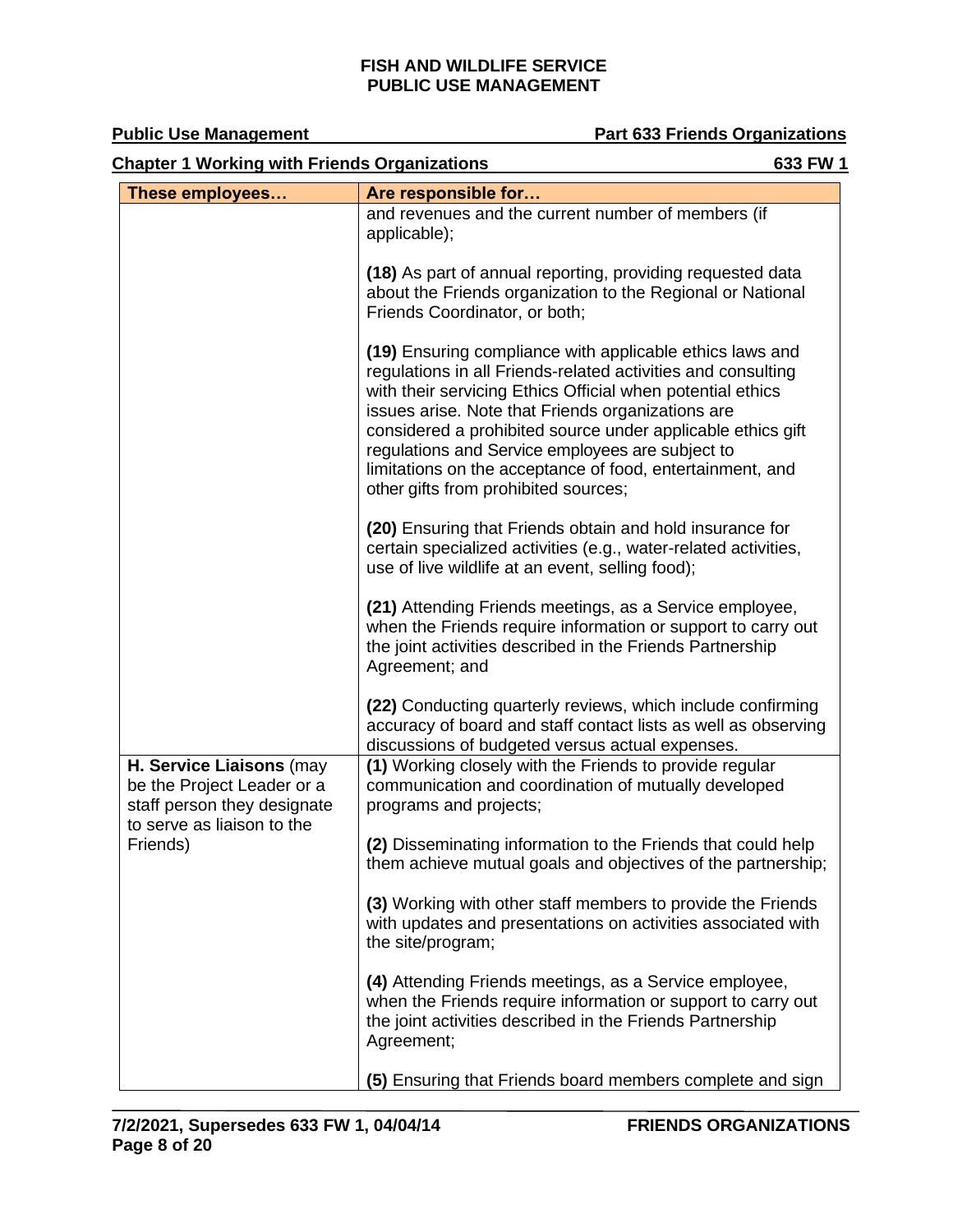| These employees… | Are responsible for… |
|---|---|
| | and revenues and the current number of members (if applicable);<br><br>**(18)** As part of annual reporting, providing requested data about the Friends organization to the Regional or National Friends Coordinator, or both;<br><br>**(19)** Ensuring compliance with applicable ethics laws and regulations in all Friends-related activities and consulting with their servicing Ethics Official when potential ethics issues arise. Note that Friends organizations are considered a prohibited source under applicable ethics gift regulations and Service employees are subject to limitations on the acceptance of food, entertainment, and other gifts from prohibited sources;<br><br>**(20)** Ensuring that Friends obtain and hold insurance for certain specialized activities (e.g., water-related activities, use of live wildlife at an event, selling food);<br><br>**(21)** Attending Friends meetings, as a Service employee, when the Friends require information or support to carry out the joint activities described in the Friends Partnership Agreement; and<br><br>**(22)** Conducting quarterly reviews, which include confirming accuracy of board and staff contact lists as well as observing discussions of budgeted versus actual expenses. |
| **H. Service Liaisons** (may be the Project Leader or a staff person they designate to serve as liaison to the Friends) | **(1)** Working closely with the Friends to provide regular communication and coordination of mutually developed programs and projects;<br><br>**(2)** Disseminating information to the Friends that could help them achieve mutual goals and objectives of the partnership;<br><br>**(3)** Working with other staff members to provide the Friends with updates and presentations on activities associated with the site/program;<br><br>**(4)** Attending Friends meetings, as a Service employee, when the Friends require information or support to carry out the joint activities described in the Friends Partnership Agreement;<br><br>**(5)** Ensuring that Friends board members complete and sign |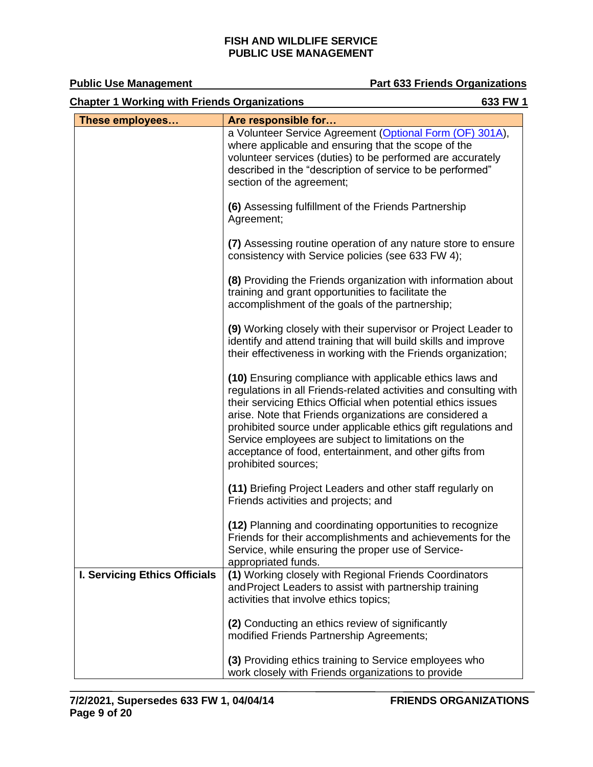| These employees… | Are responsible for… |
|---|---|
| | a Volunteer Service Agreement (Optional Form (OF) 301A), where applicable and ensuring that the scope of the volunteer services (duties) to be performed are accurately described in the "description of service to be performed" section of the agreement;<br><br>**(6)** Assessing fulfillment of the Friends Partnership Agreement;<br><br>**(7)** Assessing routine operation of any nature store to ensure consistency with Service policies (see 633 FW 4);<br><br>**(8)** Providing the Friends organization with information about training and grant opportunities to facilitate the accomplishment of the goals of the partnership;<br><br>**(9)** Working closely with their supervisor or Project Leader to identify and attend training that will build skills and improve their effectiveness in working with the Friends organization;<br><br>**(10)** Ensuring compliance with applicable ethics laws and regulations in all Friends-related activities and consulting with their servicing Ethics Official when potential ethics issues arise. Note that Friends organizations are considered a prohibited source under applicable ethics gift regulations and Service employees are subject to limitations on the acceptance of food, entertainment, and other gifts from prohibited sources;<br><br>**(11)** Briefing Project Leaders and other staff regularly on Friends activities and projects; and<br><br>**(12)** Planning and coordinating opportunities to recognize Friends for their accomplishments and achievements for the Service, while ensuring the proper use of Service-appropriated funds. |
| **I. Servicing Ethics Officials** | **(1)** Working closely with Regional Friends Coordinators and Project Leaders to assist with partnership training activities that involve ethics topics;<br><br>**(2)** Conducting an ethics review of significantly modified Friends Partnership Agreements;<br><br>**(3)** Providing ethics training to Service employees who work closely with Friends organizations to provide |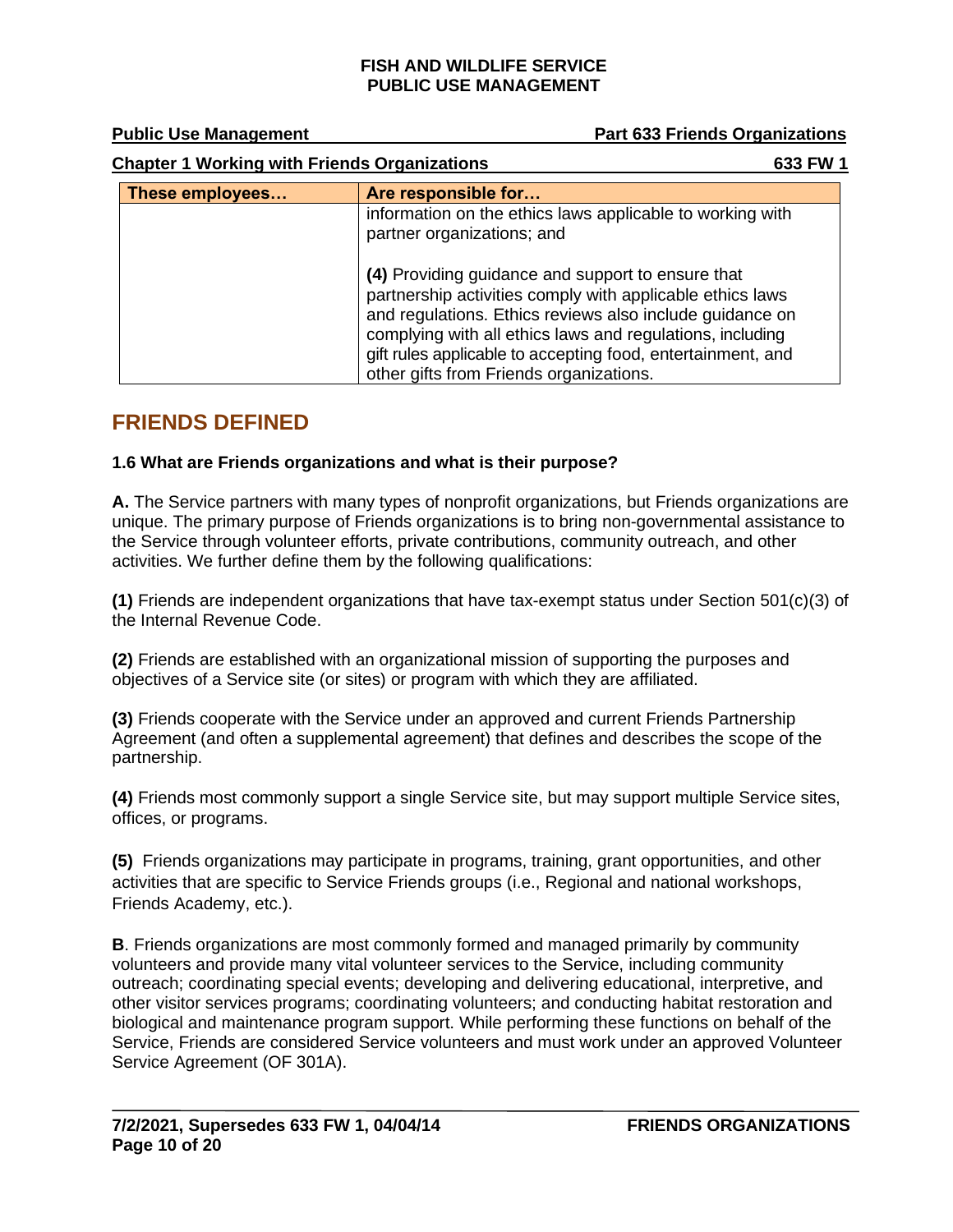| These employees… | Are responsible for… |
|---|---|
| | information on the ethics laws applicable to working with partner organizations; and<br><br>**(4)** Providing guidance and support to ensure that partnership activities comply with applicable ethics laws and regulations. Ethics reviews also include guidance on complying with all ethics laws and regulations, including gift rules applicable to accepting food, entertainment, and other gifts from Friends organizations. |

## FRIENDS DEFINED

**1.6 What are Friends organizations and what is their purpose?**

**A.** The Service partners with many types of nonprofit organizations, but Friends organizations are unique. The primary purpose of Friends organizations is to bring non-governmental assistance to the Service through volunteer efforts, private contributions, community outreach, and other activities. We further define them by the following qualifications:

**(1)** Friends are independent organizations that have tax-exempt status under Section 501(c)(3) of the Internal Revenue Code.

**(2)** Friends are established with an organizational mission of supporting the purposes and objectives of a Service site (or sites) or program with which they are affiliated.

**(3)** Friends cooperate with the Service under an approved and current Friends Partnership Agreement (and often a supplemental agreement) that defines and describes the scope of the partnership.

**(4)** Friends most commonly support a single Service site, but may support multiple Service sites, offices, or programs.

**(5)** Friends organizations may participate in programs, training, grant opportunities, and other activities that are specific to Service Friends groups (i.e., Regional and national workshops, Friends Academy, etc.).

**B**. Friends organizations are most commonly formed and managed primarily by community volunteers and provide many vital volunteer services to the Service, including community outreach; coordinating special events; developing and delivering educational, interpretive, and other visitor services programs; coordinating volunteers; and conducting habitat restoration and biological and maintenance program support. While performing these functions on behalf of the Service, Friends are considered Service volunteers and must work under an approved Volunteer Service Agreement (OF 301A).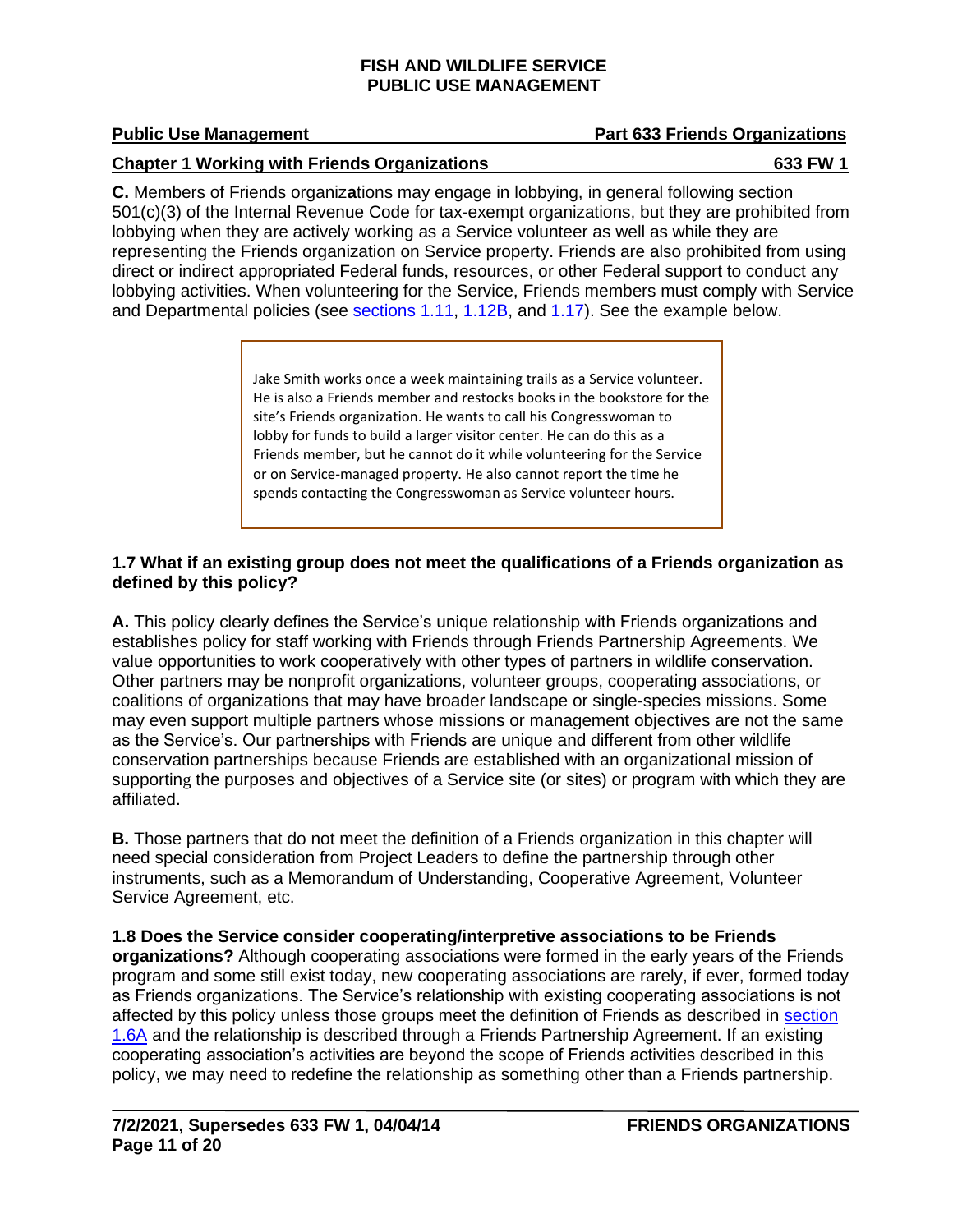**C.** Members of Friends organizations may engage in lobbying, in general following section 501(c)(3) of the Internal Revenue Code for tax-exempt organizations, but they are prohibited from lobbying when they are actively working as a Service volunteer as well as while they are representing the Friends organization on Service property. Friends are also prohibited from using direct or indirect appropriated Federal funds, resources, or other Federal support to conduct any lobbying activities. When volunteering for the Service, Friends members must comply with Service and Departmental policies (see sections 1.11, 1.12B, and 1.17). See the example below.

> Jake Smith works once a week maintaining trails as a Service volunteer. He is also a Friends member and restocks books in the bookstore for the site's Friends organization. He wants to call his Congresswoman to lobby for funds to build a larger visitor center. He can do this as a Friends member, but he cannot do it while volunteering for the Service or on Service-managed property. He also cannot report the time he spends contacting the Congresswoman as Service volunteer hours.

**1.7 What if an existing group does not meet the qualifications of a Friends organization as defined by this policy?**

**A.** This policy clearly defines the Service's unique relationship with Friends organizations and establishes policy for staff working with Friends through Friends Partnership Agreements. We value opportunities to work cooperatively with other types of partners in wildlife conservation. Other partners may be nonprofit organizations, volunteer groups, cooperating associations, or coalitions of organizations that may have broader landscape or single-species missions. Some may even support multiple partners whose missions or management objectives are not the same as the Service's. Our partnerships with Friends are unique and different from other wildlife conservation partnerships because Friends are established with an organizational mission of supporting the purposes and objectives of a Service site (or sites) or program with which they are affiliated.

**B.** Those partners that do not meet the definition of a Friends organization in this chapter will need special consideration from Project Leaders to define the partnership through other instruments, such as a Memorandum of Understanding, Cooperative Agreement, Volunteer Service Agreement, etc.

**1.8 Does the Service consider cooperating/interpretive associations to be Friends organizations?** Although cooperating associations were formed in the early years of the Friends program and some still exist today, new cooperating associations are rarely, if ever, formed today as Friends organizations. The Service's relationship with existing cooperating associations is not affected by this policy unless those groups meet the definition of Friends as described in section 1.6A and the relationship is described through a Friends Partnership Agreement. If an existing cooperating association's activities are beyond the scope of Friends activities described in this policy, we may need to redefine the relationship as something other than a Friends partnership.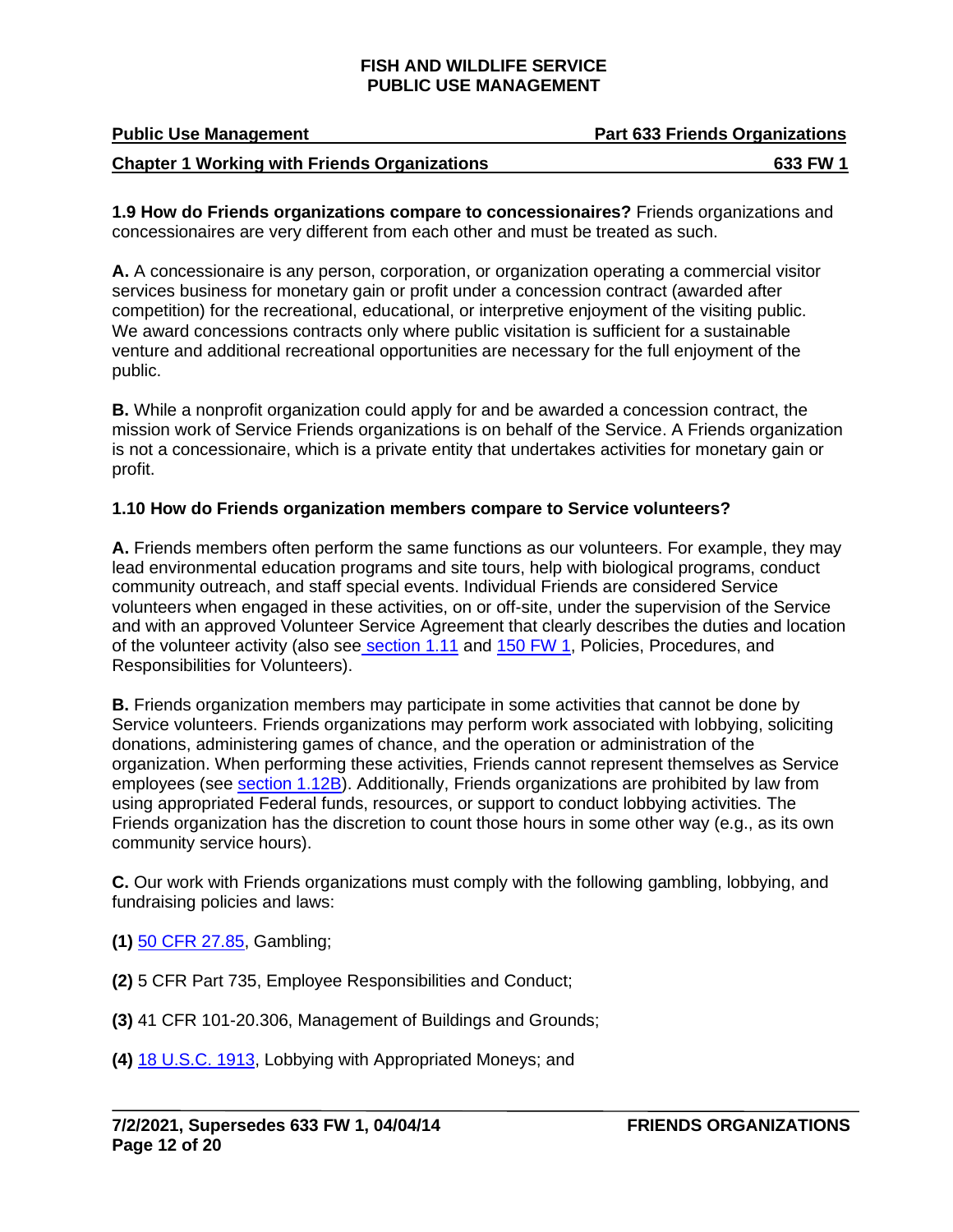**1.9 How do Friends organizations compare to concessionaires?** Friends organizations and concessionaires are very different from each other and must be treated as such.

**A.** A concessionaire is any person, corporation, or organization operating a commercial visitor services business for monetary gain or profit under a concession contract (awarded after competition) for the recreational, educational, or interpretive enjoyment of the visiting public. We award concessions contracts only where public visitation is sufficient for a sustainable venture and additional recreational opportunities are necessary for the full enjoyment of the public.

**B.** While a nonprofit organization could apply for and be awarded a concession contract, the mission work of Service Friends organizations is on behalf of the Service. A Friends organization is not a concessionaire, which is a private entity that undertakes activities for monetary gain or profit.

**1.10 How do Friends organization members compare to Service volunteers?**

**A.** Friends members often perform the same functions as our volunteers. For example, they may lead environmental education programs and site tours, help with biological programs, conduct community outreach, and staff special events. Individual Friends are considered Service volunteers when engaged in these activities, on or off-site, under the supervision of the Service and with an approved Volunteer Service Agreement that clearly describes the duties and location of the volunteer activity (also see section 1.11 and 150 FW 1, Policies, Procedures, and Responsibilities for Volunteers).

**B.** Friends organization members may participate in some activities that cannot be done by Service volunteers. Friends organizations may perform work associated with lobbying, soliciting donations, administering games of chance, and the operation or administration of the organization. When performing these activities, Friends cannot represent themselves as Service employees (see section 1.12B). Additionally, Friends organizations are prohibited by law from using appropriated Federal funds, resources, or support to conduct lobbying activities. The Friends organization has the discretion to count those hours in some other way (e.g., as its own community service hours).

**C.** Our work with Friends organizations must comply with the following gambling, lobbying, and fundraising policies and laws:

**(1)** 50 CFR 27.85, Gambling;

**(2)** 5 CFR Part 735, Employee Responsibilities and Conduct;

**(3)** 41 CFR 101-20.306, Management of Buildings and Grounds;

**(4)** 18 U.S.C. 1913, Lobbying with Appropriated Moneys; and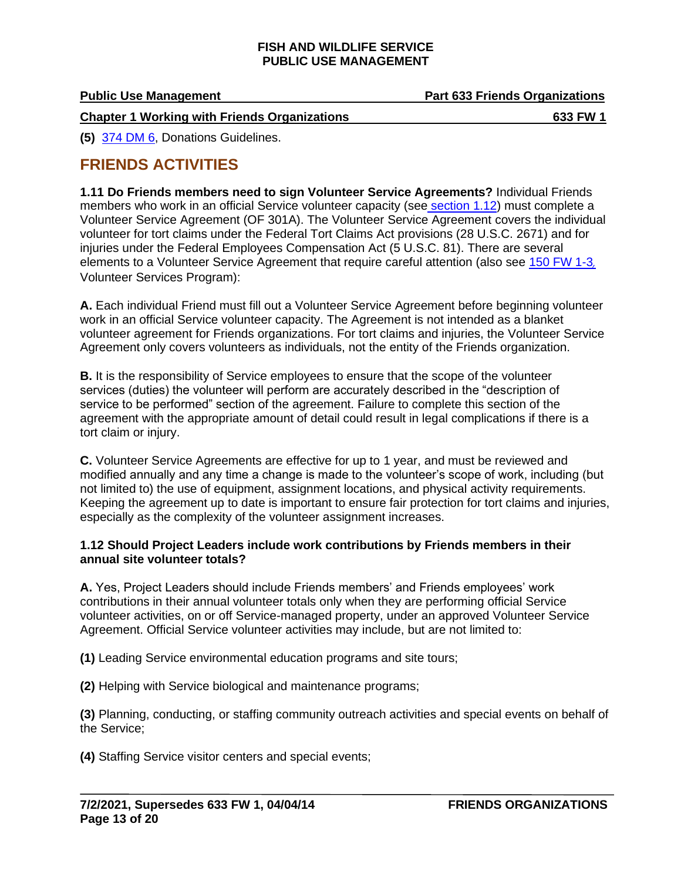**(5)** 374 DM 6, Donations Guidelines.

## FRIENDS ACTIVITIES

**1.11 Do Friends members need to sign Volunteer Service Agreements?** Individual Friends members who work in an official Service volunteer capacity (see section 1.12) must complete a Volunteer Service Agreement (OF 301A). The Volunteer Service Agreement covers the individual volunteer for tort claims under the Federal Tort Claims Act provisions (28 U.S.C. 2671) and for injuries under the Federal Employees Compensation Act (5 U.S.C. 81). There are several elements to a Volunteer Service Agreement that require careful attention (also see 150 FW 1-3, Volunteer Services Program):

**A.** Each individual Friend must fill out a Volunteer Service Agreement before beginning volunteer work in an official Service volunteer capacity. The Agreement is not intended as a blanket volunteer agreement for Friends organizations. For tort claims and injuries, the Volunteer Service Agreement only covers volunteers as individuals, not the entity of the Friends organization.

**B.** It is the responsibility of Service employees to ensure that the scope of the volunteer services (duties) the volunteer will perform are accurately described in the "description of service to be performed" section of the agreement. Failure to complete this section of the agreement with the appropriate amount of detail could result in legal complications if there is a tort claim or injury.

**C.** Volunteer Service Agreements are effective for up to 1 year, and must be reviewed and modified annually and any time a change is made to the volunteer's scope of work, including (but not limited to) the use of equipment, assignment locations, and physical activity requirements. Keeping the agreement up to date is important to ensure fair protection for tort claims and injuries, especially as the complexity of the volunteer assignment increases.

**1.12 Should Project Leaders include work contributions by Friends members in their annual site volunteer totals?**

**A.** Yes, Project Leaders should include Friends members' and Friends employees' work contributions in their annual volunteer totals only when they are performing official Service volunteer activities, on or off Service-managed property, under an approved Volunteer Service Agreement. Official Service volunteer activities may include, but are not limited to:

**(1)** Leading Service environmental education programs and site tours;

**(2)** Helping with Service biological and maintenance programs;

**(3)** Planning, conducting, or staffing community outreach activities and special events on behalf of the Service;

**(4)** Staffing Service visitor centers and special events;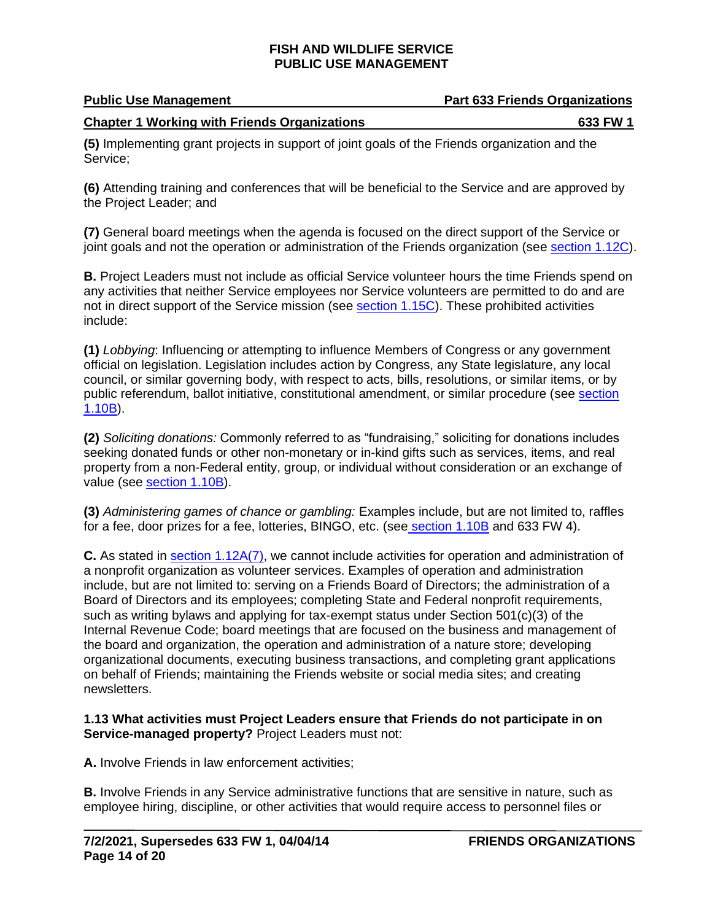**(5)** Implementing grant projects in support of joint goals of the Friends organization and the Service;

**(6)** Attending training and conferences that will be beneficial to the Service and are approved by the Project Leader; and

**(7)** General board meetings when the agenda is focused on the direct support of the Service or joint goals and not the operation or administration of the Friends organization (see section 1.12C).

**B.** Project Leaders must not include as official Service volunteer hours the time Friends spend on any activities that neither Service employees nor Service volunteers are permitted to do and are not in direct support of the Service mission (see section 1.15C). These prohibited activities include:

**(1)** *Lobbying*: Influencing or attempting to influence Members of Congress or any government official on legislation. Legislation includes action by Congress, any State legislature, any local council, or similar governing body, with respect to acts, bills, resolutions, or similar items, or by public referendum, ballot initiative, constitutional amendment, or similar procedure (see section 1.10B).

**(2)** *Soliciting donations:* Commonly referred to as "fundraising," soliciting for donations includes seeking donated funds or other non-monetary or in-kind gifts such as services, items, and real property from a non-Federal entity, group, or individual without consideration or an exchange of value (see section 1.10B).

**(3)** *Administering games of chance or gambling:* Examples include, but are not limited to, raffles for a fee, door prizes for a fee, lotteries, BINGO, etc. (see section 1.10B and 633 FW 4).

**C.** As stated in section 1.12A(7), we cannot include activities for operation and administration of a nonprofit organization as volunteer services. Examples of operation and administration include, but are not limited to: serving on a Friends Board of Directors; the administration of a Board of Directors and its employees; completing State and Federal nonprofit requirements, such as writing bylaws and applying for tax-exempt status under Section 501(c)(3) of the Internal Revenue Code; board meetings that are focused on the business and management of the board and organization, the operation and administration of a nature store; developing organizational documents, executing business transactions, and completing grant applications on behalf of Friends; maintaining the Friends website or social media sites; and creating newsletters.

**1.13 What activities must Project Leaders ensure that Friends do not participate in on Service-managed property?** Project Leaders must not:

**A.** Involve Friends in law enforcement activities;

**B.** Involve Friends in any Service administrative functions that are sensitive in nature, such as employee hiring, discipline, or other activities that would require access to personnel files or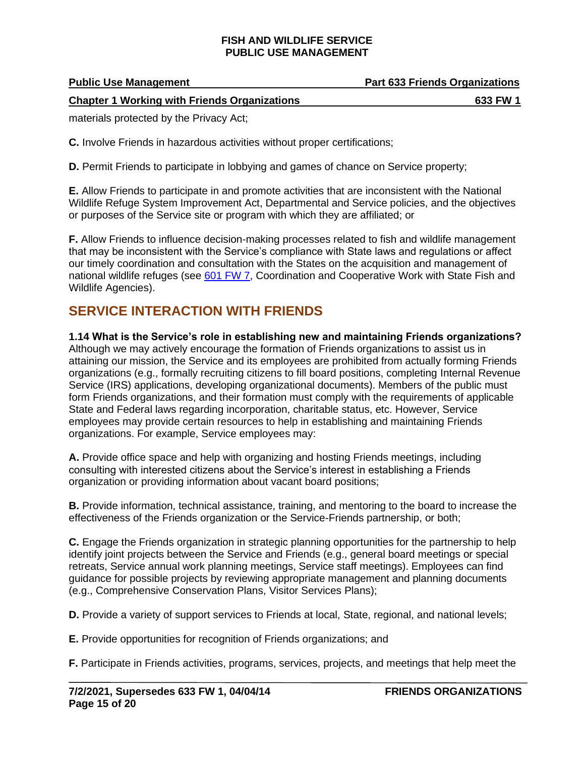materials protected by the Privacy Act;

**C.** Involve Friends in hazardous activities without proper certifications;

**D.** Permit Friends to participate in lobbying and games of chance on Service property;

**E.** Allow Friends to participate in and promote activities that are inconsistent with the National Wildlife Refuge System Improvement Act, Departmental and Service policies, and the objectives or purposes of the Service site or program with which they are affiliated; or

**F.** Allow Friends to influence decision-making processes related to fish and wildlife management that may be inconsistent with the Service's compliance with State laws and regulations or affect our timely coordination and consultation with the States on the acquisition and management of national wildlife refuges (see 601 FW 7, Coordination and Cooperative Work with State Fish and Wildlife Agencies).

## SERVICE INTERACTION WITH FRIENDS

**1.14 What is the Service's role in establishing new and maintaining Friends organizations?** Although we may actively encourage the formation of Friends organizations to assist us in attaining our mission, the Service and its employees are prohibited from actually forming Friends organizations (e.g., formally recruiting citizens to fill board positions, completing Internal Revenue Service (IRS) applications, developing organizational documents). Members of the public must form Friends organizations, and their formation must comply with the requirements of applicable State and Federal laws regarding incorporation, charitable status, etc. However, Service employees may provide certain resources to help in establishing and maintaining Friends organizations. For example, Service employees may:

**A.** Provide office space and help with organizing and hosting Friends meetings, including consulting with interested citizens about the Service's interest in establishing a Friends organization or providing information about vacant board positions;

**B.** Provide information, technical assistance, training, and mentoring to the board to increase the effectiveness of the Friends organization or the Service-Friends partnership, or both;

**C.** Engage the Friends organization in strategic planning opportunities for the partnership to help identify joint projects between the Service and Friends (e.g., general board meetings or special retreats, Service annual work planning meetings, Service staff meetings). Employees can find guidance for possible projects by reviewing appropriate management and planning documents (e.g., Comprehensive Conservation Plans, Visitor Services Plans);

**D.** Provide a variety of support services to Friends at local, State, regional, and national levels;

**E.** Provide opportunities for recognition of Friends organizations; and

**F.** Participate in Friends activities, programs, services, projects, and meetings that help meet the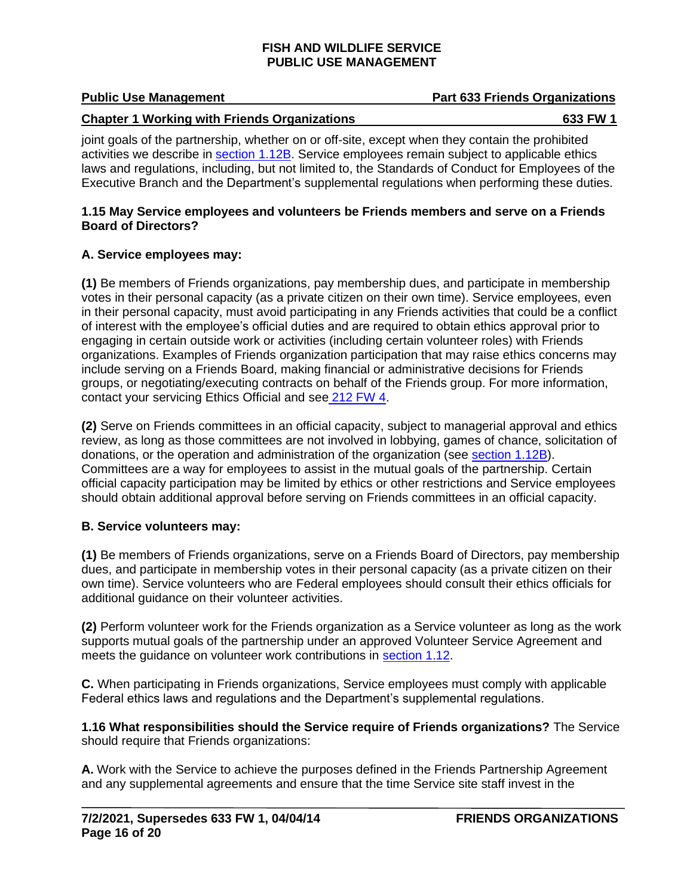joint goals of the partnership, whether on or off-site, except when they contain the prohibited activities we describe in section 1.12B. Service employees remain subject to applicable ethics laws and regulations, including, but not limited to, the Standards of Conduct for Employees of the Executive Branch and the Department's supplemental regulations when performing these duties.

**1.15 May Service employees and volunteers be Friends members and serve on a Friends Board of Directors?**

**A. Service employees may:**

**(1)** Be members of Friends organizations, pay membership dues, and participate in membership votes in their personal capacity (as a private citizen on their own time). Service employees, even in their personal capacity, must avoid participating in any Friends activities that could be a conflict of interest with the employee's official duties and are required to obtain ethics approval prior to engaging in certain outside work or activities (including certain volunteer roles) with Friends organizations. Examples of Friends organization participation that may raise ethics concerns may include serving on a Friends Board, making financial or administrative decisions for Friends groups, or negotiating/executing contracts on behalf of the Friends group. For more information, contact your servicing Ethics Official and see 212 FW 4.

**(2)** Serve on Friends committees in an official capacity, subject to managerial approval and ethics review, as long as those committees are not involved in lobbying, games of chance, solicitation of donations, or the operation and administration of the organization (see section 1.12B). Committees are a way for employees to assist in the mutual goals of the partnership. Certain official capacity participation may be limited by ethics or other restrictions and Service employees should obtain additional approval before serving on Friends committees in an official capacity.

**B. Service volunteers may:**

**(1)** Be members of Friends organizations, serve on a Friends Board of Directors, pay membership dues, and participate in membership votes in their personal capacity (as a private citizen on their own time). Service volunteers who are Federal employees should consult their ethics officials for additional guidance on their volunteer activities.

**(2)** Perform volunteer work for the Friends organization as a Service volunteer as long as the work supports mutual goals of the partnership under an approved Volunteer Service Agreement and meets the guidance on volunteer work contributions in section 1.12.

**C.** When participating in Friends organizations, Service employees must comply with applicable Federal ethics laws and regulations and the Department's supplemental regulations.

**1.16 What responsibilities should the Service require of Friends organizations?** The Service should require that Friends organizations:

**A.** Work with the Service to achieve the purposes defined in the Friends Partnership Agreement and any supplemental agreements and ensure that the time Service site staff invest in the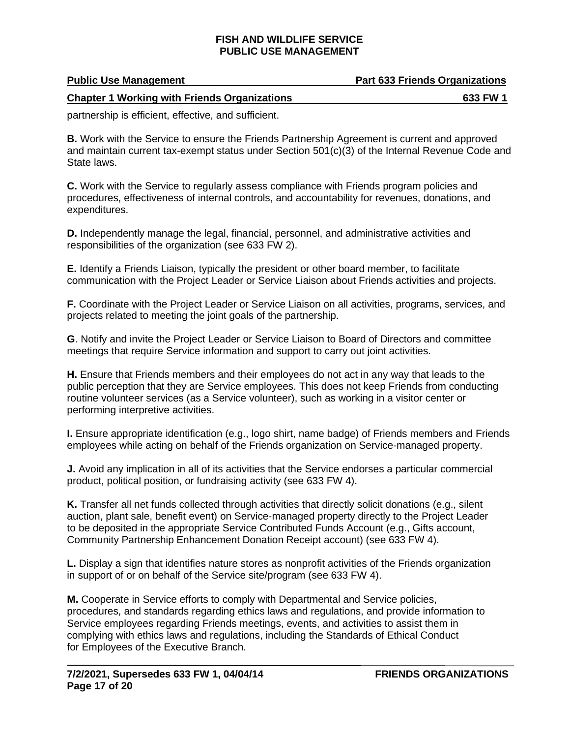partnership is efficient, effective, and sufficient.

**B.** Work with the Service to ensure the Friends Partnership Agreement is current and approved and maintain current tax-exempt status under Section 501(c)(3) of the Internal Revenue Code and State laws.

**C.** Work with the Service to regularly assess compliance with Friends program policies and procedures, effectiveness of internal controls, and accountability for revenues, donations, and expenditures.

**D.** Independently manage the legal, financial, personnel, and administrative activities and responsibilities of the organization (see 633 FW 2).

**E.** Identify a Friends Liaison, typically the president or other board member, to facilitate communication with the Project Leader or Service Liaison about Friends activities and projects.

**F.** Coordinate with the Project Leader or Service Liaison on all activities, programs, services, and projects related to meeting the joint goals of the partnership.

**G**. Notify and invite the Project Leader or Service Liaison to Board of Directors and committee meetings that require Service information and support to carry out joint activities.

**H.** Ensure that Friends members and their employees do not act in any way that leads to the public perception that they are Service employees. This does not keep Friends from conducting routine volunteer services (as a Service volunteer), such as working in a visitor center or performing interpretive activities.

**I.** Ensure appropriate identification (e.g., logo shirt, name badge) of Friends members and Friends employees while acting on behalf of the Friends organization on Service-managed property.

**J.** Avoid any implication in all of its activities that the Service endorses a particular commercial product, political position, or fundraising activity (see 633 FW 4).

**K.** Transfer all net funds collected through activities that directly solicit donations (e.g., silent auction, plant sale, benefit event) on Service-managed property directly to the Project Leader to be deposited in the appropriate Service Contributed Funds Account (e.g., Gifts account, Community Partnership Enhancement Donation Receipt account) (see 633 FW 4).

**L.** Display a sign that identifies nature stores as nonprofit activities of the Friends organization in support of or on behalf of the Service site/program (see 633 FW 4).

**M.** Cooperate in Service efforts to comply with Departmental and Service policies, procedures, and standards regarding ethics laws and regulations, and provide information to Service employees regarding Friends meetings, events, and activities to assist them in complying with ethics laws and regulations, including the Standards of Ethical Conduct for Employees of the Executive Branch.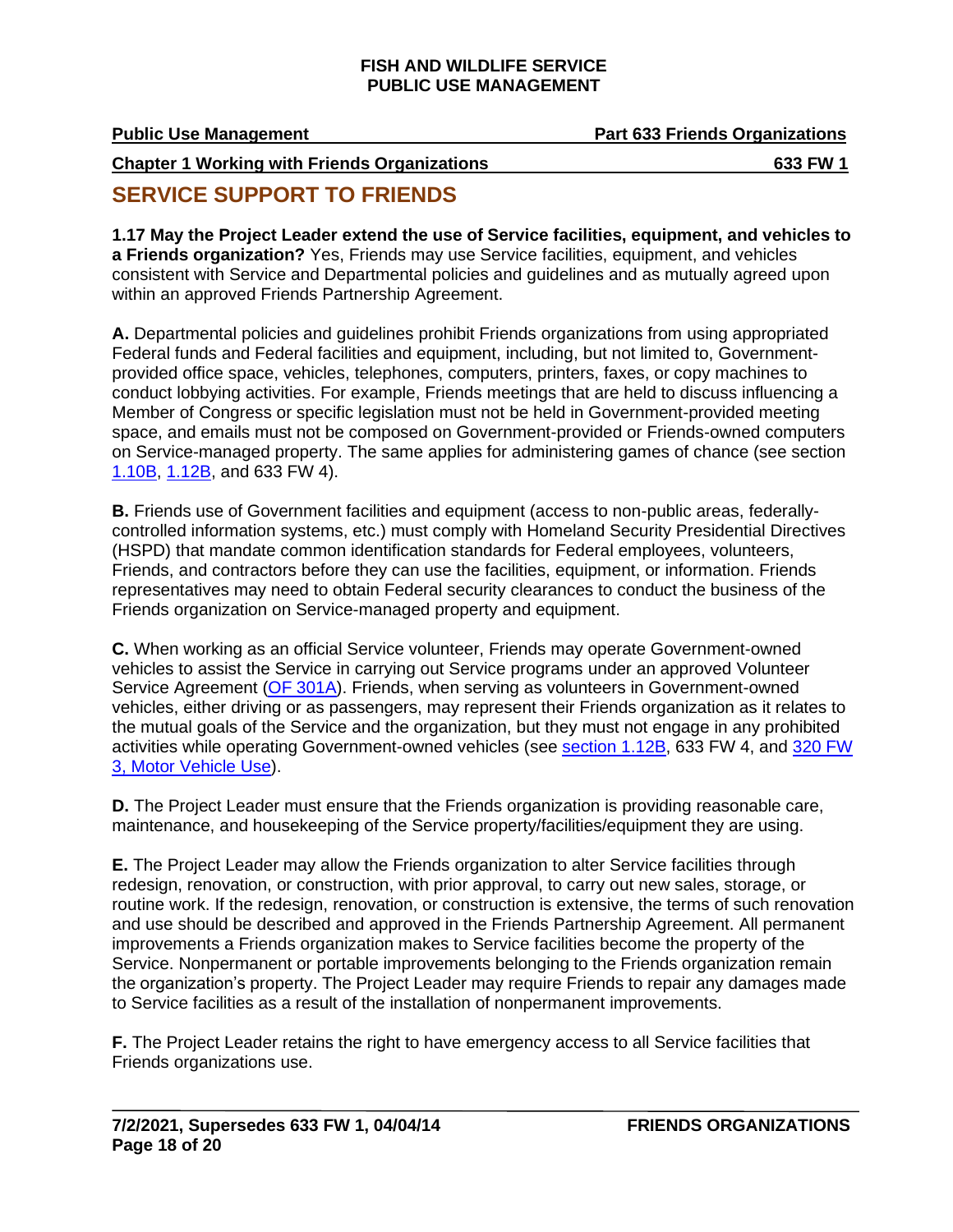## SERVICE SUPPORT TO FRIENDS

**1.17 May the Project Leader extend the use of Service facilities, equipment, and vehicles to a Friends organization?** Yes, Friends may use Service facilities, equipment, and vehicles consistent with Service and Departmental policies and guidelines and as mutually agreed upon within an approved Friends Partnership Agreement.

**A.** Departmental policies and guidelines prohibit Friends organizations from using appropriated Federal funds and Federal facilities and equipment, including, but not limited to, Government-provided office space, vehicles, telephones, computers, printers, faxes, or copy machines to conduct lobbying activities. For example, Friends meetings that are held to discuss influencing a Member of Congress or specific legislation must not be held in Government-provided meeting space, and emails must not be composed on Government-provided or Friends-owned computers on Service-managed property. The same applies for administering games of chance (see section 1.10B, 1.12B, and 633 FW 4).

**B.** Friends use of Government facilities and equipment (access to non-public areas, federally-controlled information systems, etc.) must comply with Homeland Security Presidential Directives (HSPD) that mandate common identification standards for Federal employees, volunteers, Friends, and contractors before they can use the facilities, equipment, or information. Friends representatives may need to obtain Federal security clearances to conduct the business of the Friends organization on Service-managed property and equipment.

**C.** When working as an official Service volunteer, Friends may operate Government-owned vehicles to assist the Service in carrying out Service programs under an approved Volunteer Service Agreement (OF 301A). Friends, when serving as volunteers in Government-owned vehicles, either driving or as passengers, may represent their Friends organization as it relates to the mutual goals of the Service and the organization, but they must not engage in any prohibited activities while operating Government-owned vehicles (see section 1.12B, 633 FW 4, and 320 FW 3, Motor Vehicle Use).

**D.** The Project Leader must ensure that the Friends organization is providing reasonable care, maintenance, and housekeeping of the Service property/facilities/equipment they are using.

**E.** The Project Leader may allow the Friends organization to alter Service facilities through redesign, renovation, or construction, with prior approval, to carry out new sales, storage, or routine work. If the redesign, renovation, or construction is extensive, the terms of such renovation and use should be described and approved in the Friends Partnership Agreement. All permanent improvements a Friends organization makes to Service facilities become the property of the Service. Nonpermanent or portable improvements belonging to the Friends organization remain the organization's property. The Project Leader may require Friends to repair any damages made to Service facilities as a result of the installation of nonpermanent improvements.

**F.** The Project Leader retains the right to have emergency access to all Service facilities that Friends organizations use.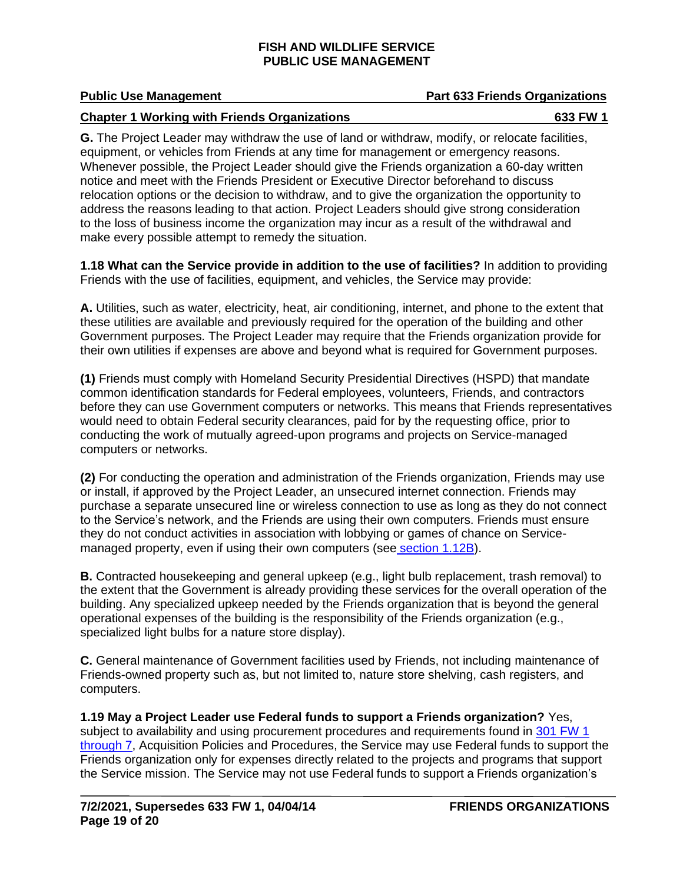**G.** The Project Leader may withdraw the use of land or withdraw, modify, or relocate facilities, equipment, or vehicles from Friends at any time for management or emergency reasons. Whenever possible, the Project Leader should give the Friends organization a 60-day written notice and meet with the Friends President or Executive Director beforehand to discuss relocation options or the decision to withdraw, and to give the organization the opportunity to address the reasons leading to that action. Project Leaders should give strong consideration to the loss of business income the organization may incur as a result of the withdrawal and make every possible attempt to remedy the situation.

**1.18 What can the Service provide in addition to the use of facilities?** In addition to providing Friends with the use of facilities, equipment, and vehicles, the Service may provide:

**A.** Utilities, such as water, electricity, heat, air conditioning, internet, and phone to the extent that these utilities are available and previously required for the operation of the building and other Government purposes. The Project Leader may require that the Friends organization provide for their own utilities if expenses are above and beyond what is required for Government purposes.

**(1)** Friends must comply with Homeland Security Presidential Directives (HSPD) that mandate common identification standards for Federal employees, volunteers, Friends, and contractors before they can use Government computers or networks. This means that Friends representatives would need to obtain Federal security clearances, paid for by the requesting office, prior to conducting the work of mutually agreed-upon programs and projects on Service-managed computers or networks.

**(2)** For conducting the operation and administration of the Friends organization, Friends may use or install, if approved by the Project Leader, an unsecured internet connection. Friends may purchase a separate unsecured line or wireless connection to use as long as they do not connect to the Service's network, and the Friends are using their own computers. Friends must ensure they do not conduct activities in association with lobbying or games of chance on Service-managed property, even if using their own computers (see section 1.12B).

**B.** Contracted housekeeping and general upkeep (e.g., light bulb replacement, trash removal) to the extent that the Government is already providing these services for the overall operation of the building. Any specialized upkeep needed by the Friends organization that is beyond the general operational expenses of the building is the responsibility of the Friends organization (e.g., specialized light bulbs for a nature store display).

**C.** General maintenance of Government facilities used by Friends, not including maintenance of Friends-owned property such as, but not limited to, nature store shelving, cash registers, and computers.

**1.19 May a Project Leader use Federal funds to support a Friends organization?** Yes, subject to availability and using procurement procedures and requirements found in 301 FW 1 through 7, Acquisition Policies and Procedures, the Service may use Federal funds to support the Friends organization only for expenses directly related to the projects and programs that support the Service mission. The Service may not use Federal funds to support a Friends organization's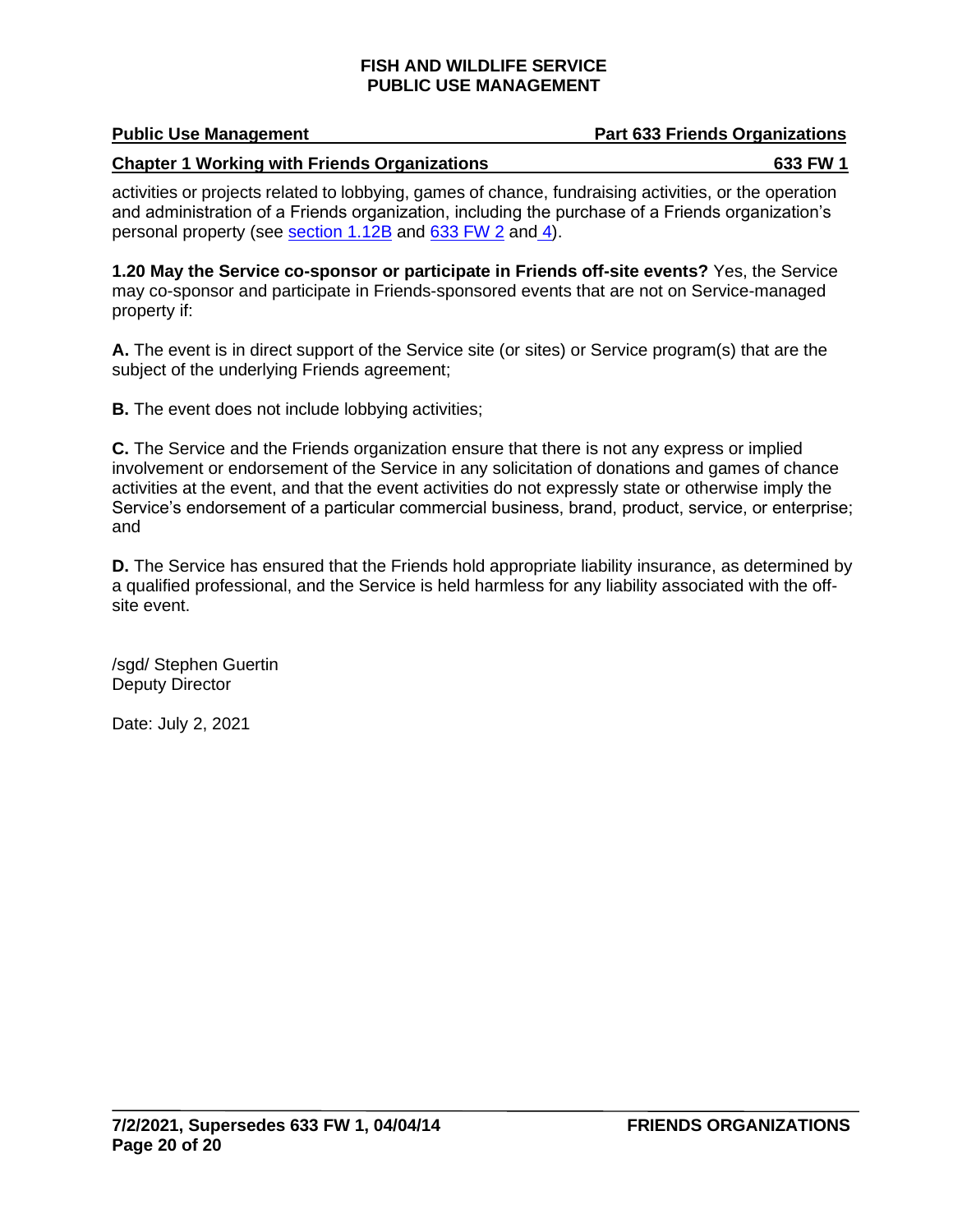activities or projects related to lobbying, games of chance, fundraising activities, or the operation and administration of a Friends organization, including the purchase of a Friends organization's personal property (see section 1.12B and 633 FW 2 and 4).

**1.20 May the Service co-sponsor or participate in Friends off-site events?** Yes, the Service may co-sponsor and participate in Friends-sponsored events that are not on Service-managed property if:

**A.** The event is in direct support of the Service site (or sites) or Service program(s) that are the subject of the underlying Friends agreement;

**B.** The event does not include lobbying activities;

**C.** The Service and the Friends organization ensure that there is not any express or implied involvement or endorsement of the Service in any solicitation of donations and games of chance activities at the event, and that the event activities do not expressly state or otherwise imply the Service's endorsement of a particular commercial business, brand, product, service, or enterprise; and

**D.** The Service has ensured that the Friends hold appropriate liability insurance, as determined by a qualified professional, and the Service is held harmless for any liability associated with the off-site event.

/sgd/ Stephen Guertin
Deputy Director

Date: July 2, 2021